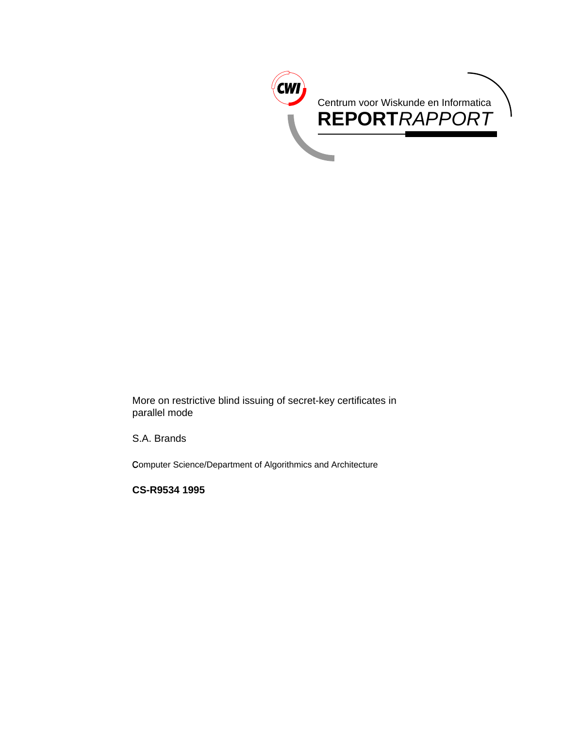Centrum voor Wiskunde en Informatica

**REPORT***RAPPORT*

More on restrictive blind issuing of secret-key certificates in parallel mode

S.A. Brands

Computer Science/Department of Algorithmics and Architecture

**CS-R9534 1995**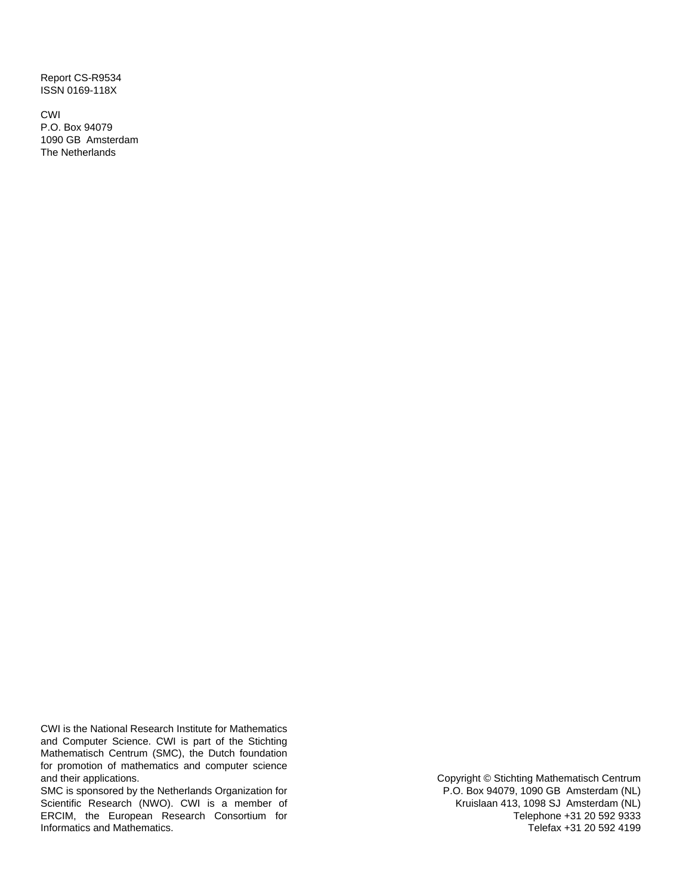Report CS-R9534
ISSN 0169-118X

CWI
P.O. Box 94079
1090 GB Amsterdam
The Netherlands

CWI is the National Research Institute for Mathematics and Computer Science. CWI is part of the Stichting Mathematisch Centrum (SMC), the Dutch foundation for promotion of mathematics and computer science and their applications.
SMC is sponsored by the Netherlands Organization for Scientific Research (NWO). CWI is a member of ERCIM, the European Research Consortium for Informatics and Mathematics.

Copyright © Stichting Mathematisch Centrum
P.O. Box 94079, 1090 GB Amsterdam (NL)
Kruislaan 413, 1098 SJ Amsterdam (NL)
Telephone +31 20 592 9333
Telefax +31 20 592 4199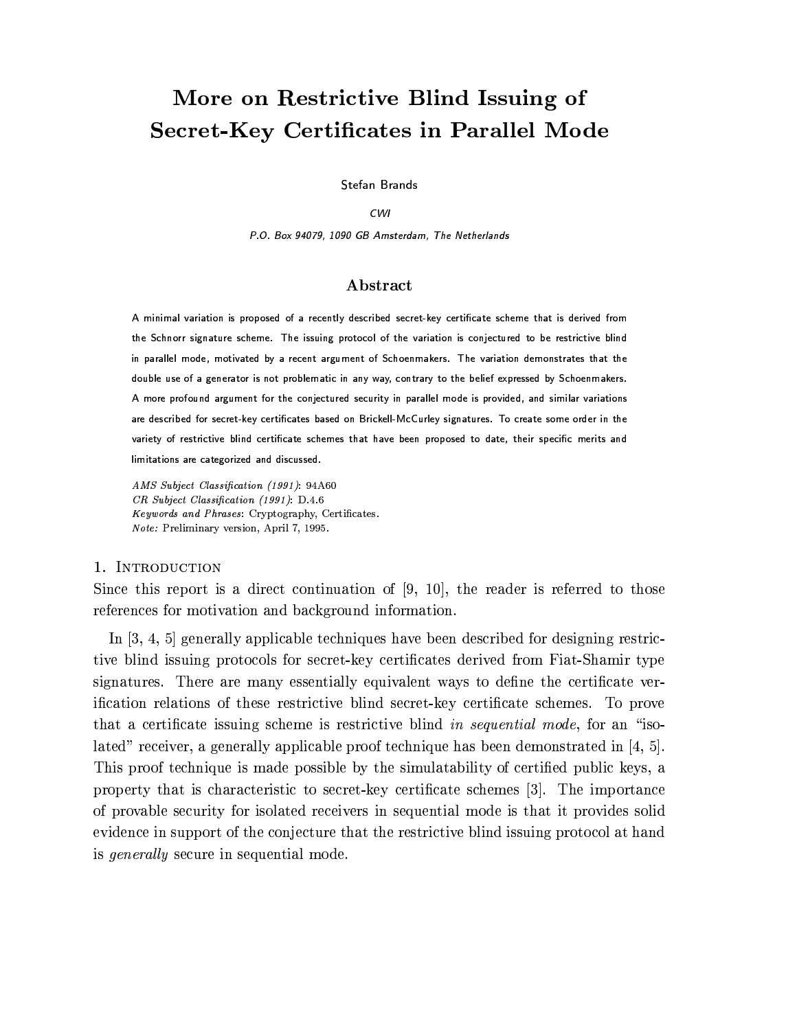# More on Restrictive Blind Issuing of Secret-Key Certificates in Parallel Mode

Stefan Brands

*CWI*

*P.O. Box 94079, 1090 GB Amsterdam, The Netherlands*

## Abstract

A minimal variation is proposed of a recently described secret-key certificate scheme that is derived from the Schnorr signature scheme. The issuing protocol of the variation is conjectured to be restrictive blind in parallel mode, motivated by a recent argument of Schoenmakers. The variation demonstrates that the double use of a generator is not problematic in any way, contrary to the belief expressed by Schoenmakers. A more profound argument for the conjectured security in parallel mode is provided, and similar variations are described for secret-key certificates based on Brickell-McCurley signatures. To create some order in the variety of restrictive blind certificate schemes that have been proposed to date, their specific merits and limitations are categorized and discussed.

*AMS Subject Classification (1991)*: 94A60
*CR Subject Classification (1991)*: D.4.6
*Keywords and Phrases*: Cryptography, Certificates.
*Note:* Preliminary version, April 7, 1995.

## 1. Introduction

Since this report is a direct continuation of [9, 10], the reader is referred to those references for motivation and background information.

In [3, 4, 5] generally applicable techniques have been described for designing restrictive blind issuing protocols for secret-key certificates derived from Fiat-Shamir type signatures. There are many essentially equivalent ways to define the certificate verification relations of these restrictive blind secret-key certificate schemes. To prove that a certificate issuing scheme is restrictive blind *in sequential mode*, for an "isolated" receiver, a generally applicable proof technique has been demonstrated in [4, 5]. This proof technique is made possible by the simulatability of certified public keys, a property that is characteristic to secret-key certificate schemes [3]. The importance of provable security for isolated receivers in sequential mode is that it provides solid evidence in support of the conjecture that the restrictive blind issuing protocol at hand is *generally* secure in sequential mode.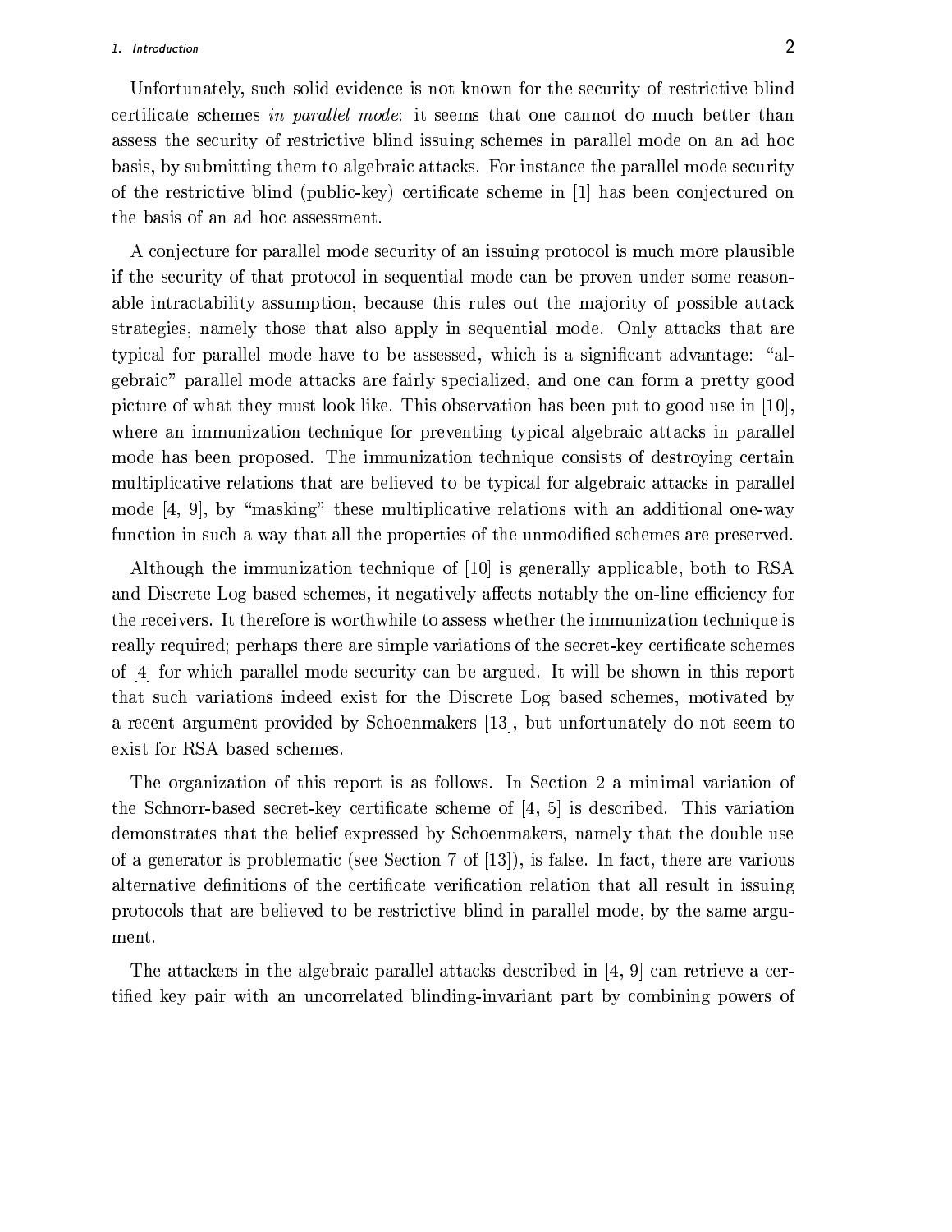Unfortunately, such solid evidence is not known for the security of restrictive blind certificate schemes *in parallel mode*: it seems that one cannot do much better than assess the security of restrictive blind issuing schemes in parallel mode on an ad hoc basis, by submitting them to algebraic attacks. For instance the parallel mode security of the restrictive blind (public-key) certificate scheme in [1] has been conjectured on the basis of an ad hoc assessment.

A conjecture for parallel mode security of an issuing protocol is much more plausible if the security of that protocol in sequential mode can be proven under some reasonable intractability assumption, because this rules out the majority of possible attack strategies, namely those that also apply in sequential mode. Only attacks that are typical for parallel mode have to be assessed, which is a significant advantage: "algebraic" parallel mode attacks are fairly specialized, and one can form a pretty good picture of what they must look like. This observation has been put to good use in [10], where an immunization technique for preventing typical algebraic attacks in parallel mode has been proposed. The immunization technique consists of destroying certain multiplicative relations that are believed to be typical for algebraic attacks in parallel mode [4, 9], by "masking" these multiplicative relations with an additional one-way function in such a way that all the properties of the unmodified schemes are preserved.

Although the immunization technique of [10] is generally applicable, both to RSA and Discrete Log based schemes, it negatively affects notably the on-line efficiency for the receivers. It therefore is worthwhile to assess whether the immunization technique is really required; perhaps there are simple variations of the secret-key certificate schemes of [4] for which parallel mode security can be argued. It will be shown in this report that such variations indeed exist for the Discrete Log based schemes, motivated by a recent argument provided by Schoenmakers [13], but unfortunately do not seem to exist for RSA based schemes.

The organization of this report is as follows. In Section 2 a minimal variation of the Schnorr-based secret-key certificate scheme of [4, 5] is described. This variation demonstrates that the belief expressed by Schoenmakers, namely that the double use of a generator is problematic (see Section 7 of [13]), is false. In fact, there are various alternative definitions of the certificate verification relation that all result in issuing protocols that are believed to be restrictive blind in parallel mode, by the same argument.

The attackers in the algebraic parallel attacks described in [4, 9] can retrieve a certified key pair with an uncorrelated blinding-invariant part by combining powers of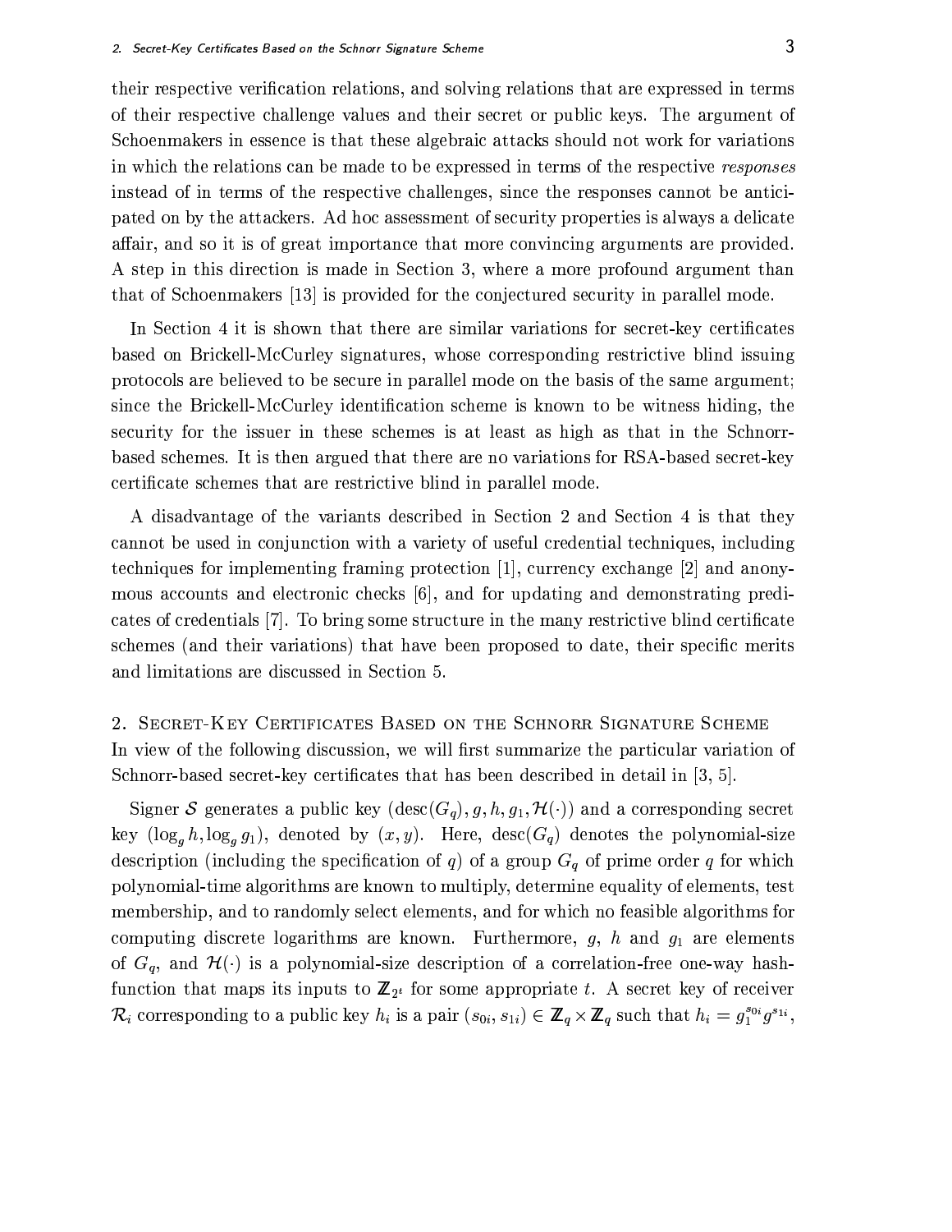their respective verification relations, and solving relations that are expressed in terms of their respective challenge values and their secret or public keys. The argument of Schoenmakers in essence is that these algebraic attacks should not work for variations in which the relations can be made to be expressed in terms of the respective *responses* instead of in terms of the respective challenges, since the responses cannot be anticipated on by the attackers. Ad hoc assessment of security properties is always a delicate affair, and so it is of great importance that more convincing arguments are provided. A step in this direction is made in Section 3, where a more profound argument than that of Schoenmakers [13] is provided for the conjectured security in parallel mode.

In Section 4 it is shown that there are similar variations for secret-key certificates based on Brickell-McCurley signatures, whose corresponding restrictive blind issuing protocols are believed to be secure in parallel mode on the basis of the same argument; since the Brickell-McCurley identification scheme is known to be witness hiding, the security for the issuer in these schemes is at least as high as that in the Schnorr-based schemes. It is then argued that there are no variations for RSA-based secret-key certificate schemes that are restrictive blind in parallel mode.

A disadvantage of the variants described in Section 2 and Section 4 is that they cannot be used in conjunction with a variety of useful credential techniques, including techniques for implementing framing protection [1], currency exchange [2] and anonymous accounts and electronic checks [6], and for updating and demonstrating predicates of credentials [7]. To bring some structure in the many restrictive blind certificate schemes (and their variations) that have been proposed to date, their specific merits and limitations are discussed in Section 5.

## 2. Secret-Key Certificates Based on the Schnorr Signature Scheme

In view of the following discussion, we will first summarize the particular variation of Schnorr-based secret-key certificates that has been described in detail in [3, 5].

Signer $\mathcal{S}$ generates a public key $(\mathrm{desc}(G_q), g, h, g_1, \mathcal{H}(\cdot))$ and a corresponding secret key $(\log_g h, \log_g g_1)$, denoted by $(x, y)$. Here, $\mathrm{desc}(G_q)$ denotes the polynomial-size description (including the specification of $q$) of a group $G_q$ of prime order $q$ for which polynomial-time algorithms are known to multiply, determine equality of elements, test membership, and to randomly select elements, and for which no feasible algorithms for computing discrete logarithms are known. Furthermore, $g$, $h$ and $g_1$ are elements of $G_q$, and $\mathcal{H}(\cdot)$ is a polynomial-size description of a correlation-free one-way hash-function that maps its inputs to $\mathbb{Z}_{2^t}$ for some appropriate $t$. A secret key of receiver $\mathcal{R}_i$ corresponding to a public key $h_i$ is a pair $(s_{0i}, s_{1i}) \in \mathbb{Z}_q \times \mathbb{Z}_q$ such that $h_i = g_1^{s_{0i}} g^{s_{1i}}$,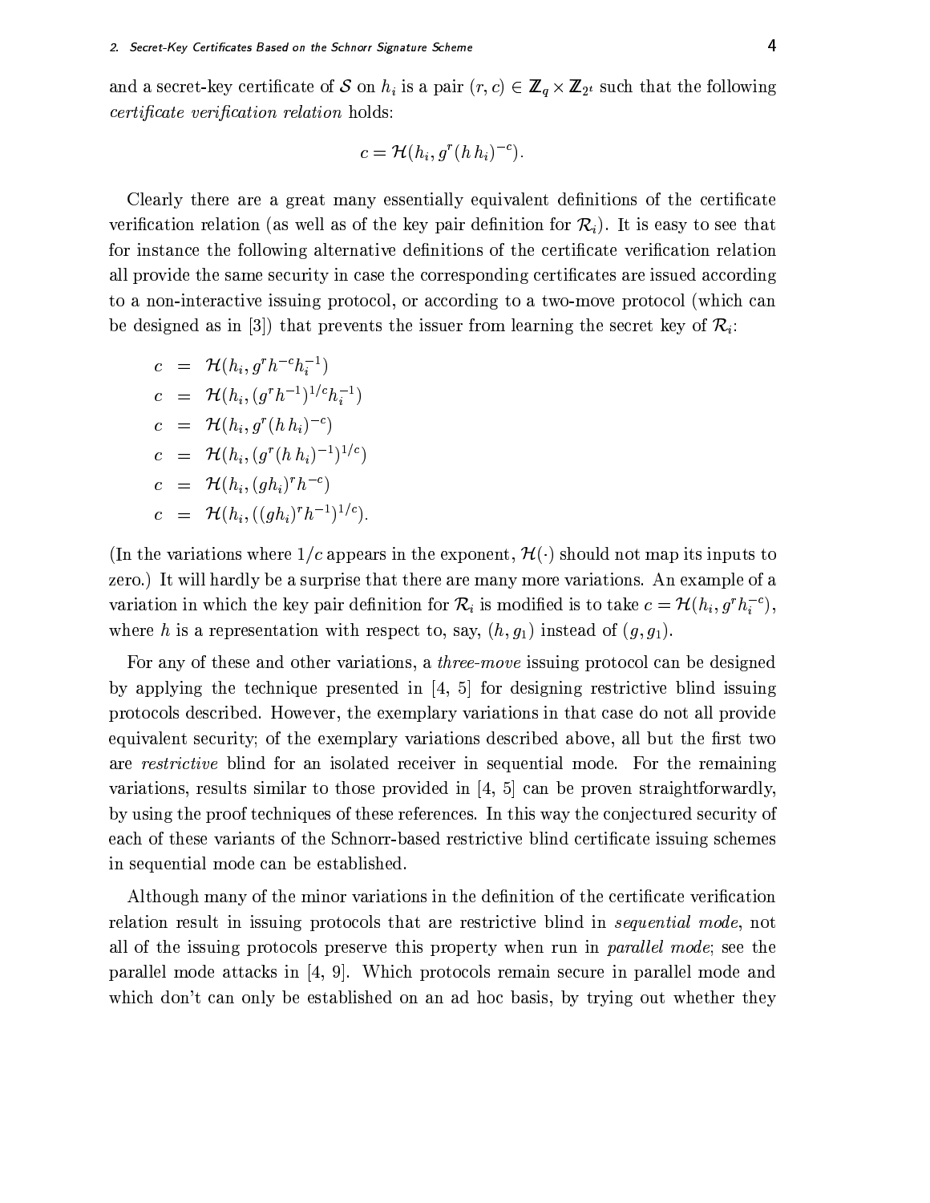and a secret-key certificate of $\mathcal{S}$ on $h_i$ is a pair $(r, c) \in \mathbb{Z}_q \times \mathbb{Z}_{2^t}$ such that the following *certificate verification relation* holds:

$$c = \mathcal{H}(h_i, g^r (h\, h_i)^{-c}).$$

Clearly there are a great many essentially equivalent definitions of the certificate verification relation (as well as of the key pair definition for $\mathcal{R}_i$). It is easy to see that for instance the following alternative definitions of the certificate verification relation all provide the same security in case the corresponding certificates are issued according to a non-interactive issuing protocol, or according to a two-move protocol (which can be designed as in [3]) that prevents the issuer from learning the secret key of $\mathcal{R}_i$:

$$\begin{aligned}
c &= \mathcal{H}(h_i, g^r h^{-c} h_i^{-1}) \\
c &= \mathcal{H}(h_i, (g^r h^{-1})^{1/c} h_i^{-1}) \\
c &= \mathcal{H}(h_i, g^r (h\, h_i)^{-c}) \\
c &= \mathcal{H}(h_i, (g^r (h\, h_i)^{-1})^{1/c}) \\
c &= \mathcal{H}(h_i, (g h_i)^r h^{-c}) \\
c &= \mathcal{H}(h_i, ((g h_i)^r h^{-1})^{1/c}).
\end{aligned}$$

(In the variations where $1/c$ appears in the exponent, $\mathcal{H}(\cdot)$ should not map its inputs to zero.) It will hardly be a surprise that there are many more variations. An example of a variation in which the key pair definition for $\mathcal{R}_i$ is modified is to take $c = \mathcal{H}(h_i, g^r h_i^{-c})$, where $h$ is a representation with respect to, say, $(h, g_1)$ instead of $(g, g_1)$.

For any of these and other variations, a *three-move* issuing protocol can be designed by applying the technique presented in [4, 5] for designing restrictive blind issuing protocols described. However, the exemplary variations in that case do not all provide equivalent security; of the exemplary variations described above, all but the first two are *restrictive* blind for an isolated receiver in sequential mode. For the remaining variations, results similar to those provided in [4, 5] can be proven straightforwardly, by using the proof techniques of these references. In this way the conjectured security of each of these variants of the Schnorr-based restrictive blind certificate issuing schemes in sequential mode can be established.

Although many of the minor variations in the definition of the certificate verification relation result in issuing protocols that are restrictive blind in *sequential mode*, not all of the issuing protocols preserve this property when run in *parallel mode*; see the parallel mode attacks in [4, 9]. Which protocols remain secure in parallel mode and which don't can only be established on an ad hoc basis, by trying out whether they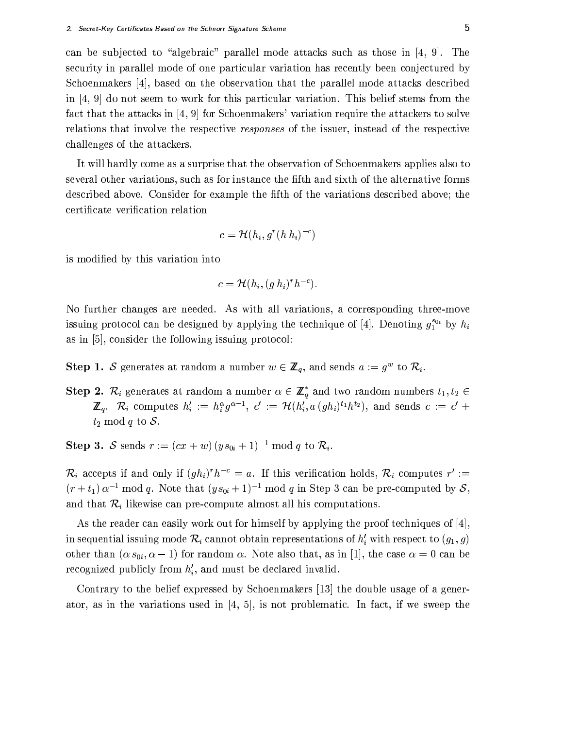can be subjected to "algebraic" parallel mode attacks such as those in [4, 9]. The security in parallel mode of one particular variation has recently been conjectured by Schoenmakers [4], based on the observation that the parallel mode attacks described in [4, 9] do not seem to work for this particular variation. This belief stems from the fact that the attacks in [4, 9] for Schoenmakers' variation require the attackers to solve relations that involve the respective *responses* of the issuer, instead of the respective challenges of the attackers.

It will hardly come as a surprise that the observation of Schoenmakers applies also to several other variations, such as for instance the fifth and sixth of the alternative forms described above. Consider for example the fifth of the variations described above; the certificate verification relation

$$c = \mathcal{H}(h_i, g^r (h\, h_i)^{-c})$$

is modified by this variation into

$$c = \mathcal{H}(h_i, (g\, h_i)^r h^{-c}).$$

No further changes are needed. As with all variations, a corresponding three-move issuing protocol can be designed by applying the technique of [4]. Denoting $g_1^{s_{0i}}$ by $h_i$ as in [5], consider the following issuing protocol:

**Step 1.** $\mathcal{S}$ generates at random a number $w \in \mathbb{Z}_q$, and sends $a := g^w$ to $\mathcal{R}_i$.

**Step 2.** $\mathcal{R}_i$ generates at random a number $\alpha \in \mathbb{Z}_q^*$ and two random numbers $t_1, t_2 \in \mathbb{Z}_q$. $\mathcal{R}_i$ computes $h_i' := h_i^{\alpha} g^{\alpha - 1}$, $c' := \mathcal{H}(h_i', a\, (gh_i)^{t_1} h^{t_2})$, and sends $c := c' + t_2 \bmod q$ to $\mathcal{S}$.

**Step 3.** $\mathcal{S}$ sends $r := (cx + w)\,(y s_{0i} + 1)^{-1} \bmod q$ to $\mathcal{R}_i$.

$\mathcal{R}_i$ accepts if and only if $(gh_i)^r h^{-c} = a$. If this verification holds, $\mathcal{R}_i$ computes $r' := (r + t_1)\,\alpha^{-1} \bmod q$. Note that $(y s_{0i} + 1)^{-1} \bmod q$ in Step 3 can be pre-computed by $\mathcal{S}$, and that $\mathcal{R}_i$ likewise can pre-compute almost all his computations.

As the reader can easily work out for himself by applying the proof techniques of [4], in sequential issuing mode $\mathcal{R}_i$ cannot obtain representations of $h_i'$ with respect to $(g_1, g)$ other than $(\alpha\, s_{0i}, \alpha - 1)$ for random $\alpha$. Note also that, as in [1], the case $\alpha = 0$ can be recognized publicly from $h_i'$, and must be declared invalid.

Contrary to the belief expressed by Schoenmakers [13] the double usage of a generator, as in the variations used in [4, 5], is not problematic. In fact, if we sweep the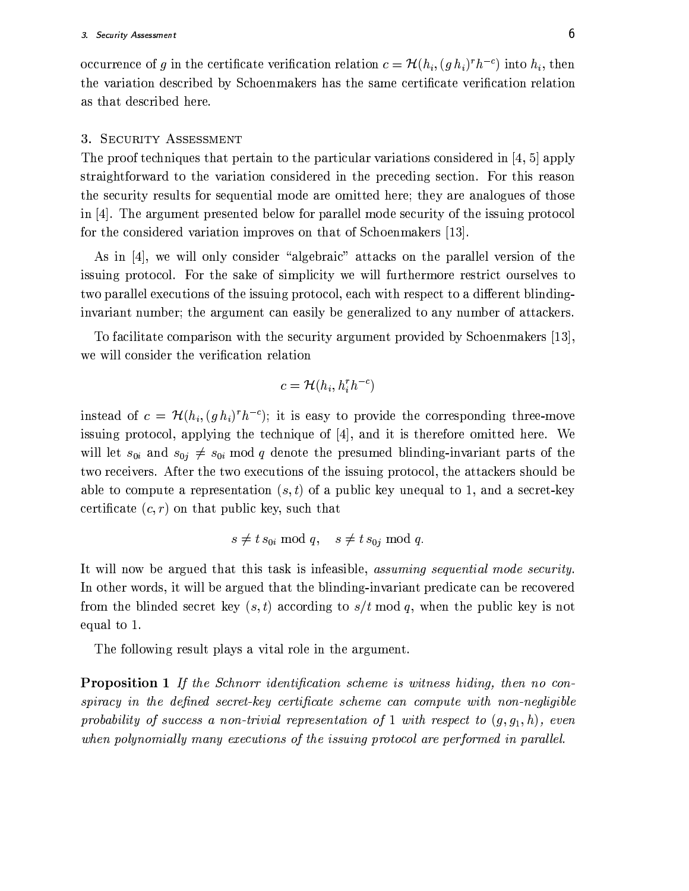occurrence of $g$ in the certificate verification relation $c = \mathcal{H}(h_i, (g\,h_i)^r h^{-c})$ into $h_i$, then the variation described by Schoenmakers has the same certificate verification relation as that described here.

## 3. Security Assessment

The proof techniques that pertain to the particular variations considered in [4, 5] apply straightforward to the variation considered in the preceding section. For this reason the security results for sequential mode are omitted here; they are analogues of those in [4]. The argument presented below for parallel mode security of the issuing protocol for the considered variation improves on that of Schoenmakers [13].

As in [4], we will only consider "algebraic" attacks on the parallel version of the issuing protocol. For the sake of simplicity we will furthermore restrict ourselves to two parallel executions of the issuing protocol, each with respect to a different blinding-invariant number; the argument can easily be generalized to any number of attackers.

To facilitate comparison with the security argument provided by Schoenmakers [13], we will consider the verification relation

$$c = \mathcal{H}(h_i, h_i^r h^{-c})$$

instead of $c = \mathcal{H}(h_i, (g\,h_i)^r h^{-c})$; it is easy to provide the corresponding three-move issuing protocol, applying the technique of [4], and it is therefore omitted here. We will let $s_{0i}$ and $s_{0j} \neq s_{0i} \bmod q$ denote the presumed blinding-invariant parts of the two receivers. After the two executions of the issuing protocol, the attackers should be able to compute a representation $(s, t)$ of a public key unequal to 1, and a secret-key certificate $(c, r)$ on that public key, such that

$$s \neq t\, s_{0i} \bmod q, \quad s \neq t\, s_{0j} \bmod q.$$

It will now be argued that this task is infeasible, *assuming sequential mode security*. In other words, it will be argued that the blinding-invariant predicate can be recovered from the blinded secret key $(s, t)$ according to $s/t \bmod q$, when the public key is not equal to 1.

The following result plays a vital role in the argument.

**Proposition 1** *If the Schnorr identification scheme is witness hiding, then no conspiracy in the defined secret-key certificate scheme can compute with non-negligible probability of success a non-trivial representation of* 1 *with respect to* $(g, g_1, h)$*, even when polynomially many executions of the issuing protocol are performed in parallel.*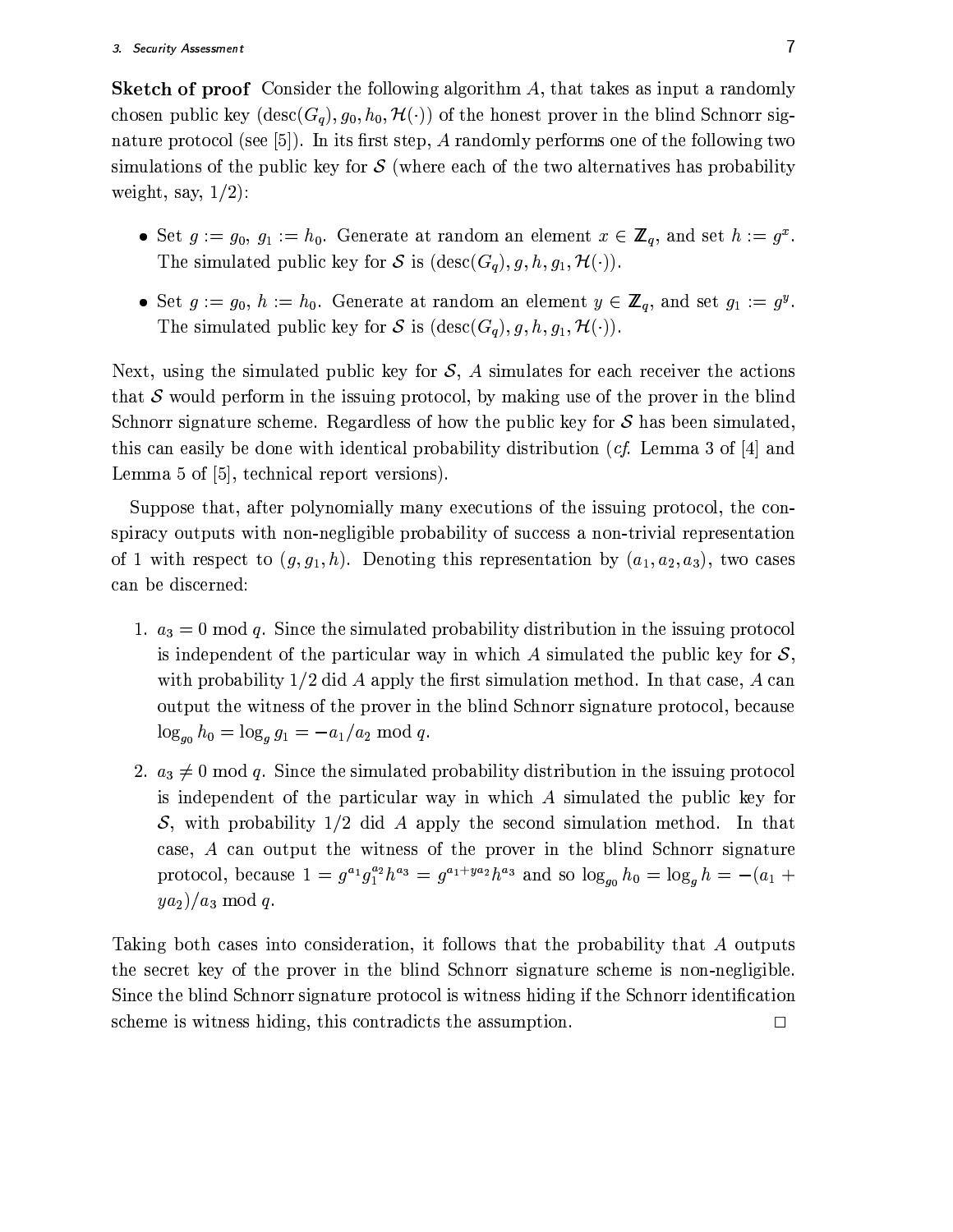**Sketch of proof** Consider the following algorithm $A$, that takes as input a randomly chosen public key $(\text{desc}(G_q), g_0, h_0, \mathcal{H}(\cdot))$ of the honest prover in the blind Schnorr signature protocol (see [5]). In its first step, $A$ randomly performs one of the following two simulations of the public key for $\mathcal{S}$ (where each of the two alternatives has probability weight, say, $1/2$):

- Set $g := g_0$, $g_1 := h_0$. Generate at random an element $x \in \mathbb{Z}_q$, and set $h := g^x$. The simulated public key for $\mathcal{S}$ is $(\text{desc}(G_q), g, h, g_1, \mathcal{H}(\cdot))$.
- Set $g := g_0$, $h := h_0$. Generate at random an element $y \in \mathbb{Z}_q$, and set $g_1 := g^y$. The simulated public key for $\mathcal{S}$ is $(\text{desc}(G_q), g, h, g_1, \mathcal{H}(\cdot))$.

Next, using the simulated public key for $\mathcal{S}$, $A$ simulates for each receiver the actions that $\mathcal{S}$ would perform in the issuing protocol, by making use of the prover in the blind Schnorr signature scheme. Regardless of how the public key for $\mathcal{S}$ has been simulated, this can easily be done with identical probability distribution (*cf.* Lemma 3 of [4] and Lemma 5 of [5], technical report versions).

Suppose that, after polynomially many executions of the issuing protocol, the conspiracy outputs with non-negligible probability of success a non-trivial representation of 1 with respect to $(g, g_1, h)$. Denoting this representation by $(a_1, a_2, a_3)$, two cases can be discerned:

1. $a_3 = 0 \bmod q$. Since the simulated probability distribution in the issuing protocol is independent of the particular way in which $A$ simulated the public key for $\mathcal{S}$, with probability $1/2$ did $A$ apply the first simulation method. In that case, $A$ can output the witness of the prover in the blind Schnorr signature protocol, because $\log_{g_0} h_0 = \log_g g_1 = -a_1/a_2 \bmod q$.
2. $a_3 \neq 0 \bmod q$. Since the simulated probability distribution in the issuing protocol is independent of the particular way in which $A$ simulated the public key for $\mathcal{S}$, with probability $1/2$ did $A$ apply the second simulation method. In that case, $A$ can output the witness of the prover in the blind Schnorr signature protocol, because $1 = g^{a_1} g_1^{a_2} h^{a_3} = g^{a_1 + y a_2} h^{a_3}$ and so $\log_{g_0} h_0 = \log_g h = -(a_1 + y a_2)/a_3 \bmod q$.

Taking both cases into consideration, it follows that the probability that $A$ outputs the secret key of the prover in the blind Schnorr signature scheme is non-negligible. Since the blind Schnorr signature protocol is witness hiding if the Schnorr identification scheme is witness hiding, this contradicts the assumption. □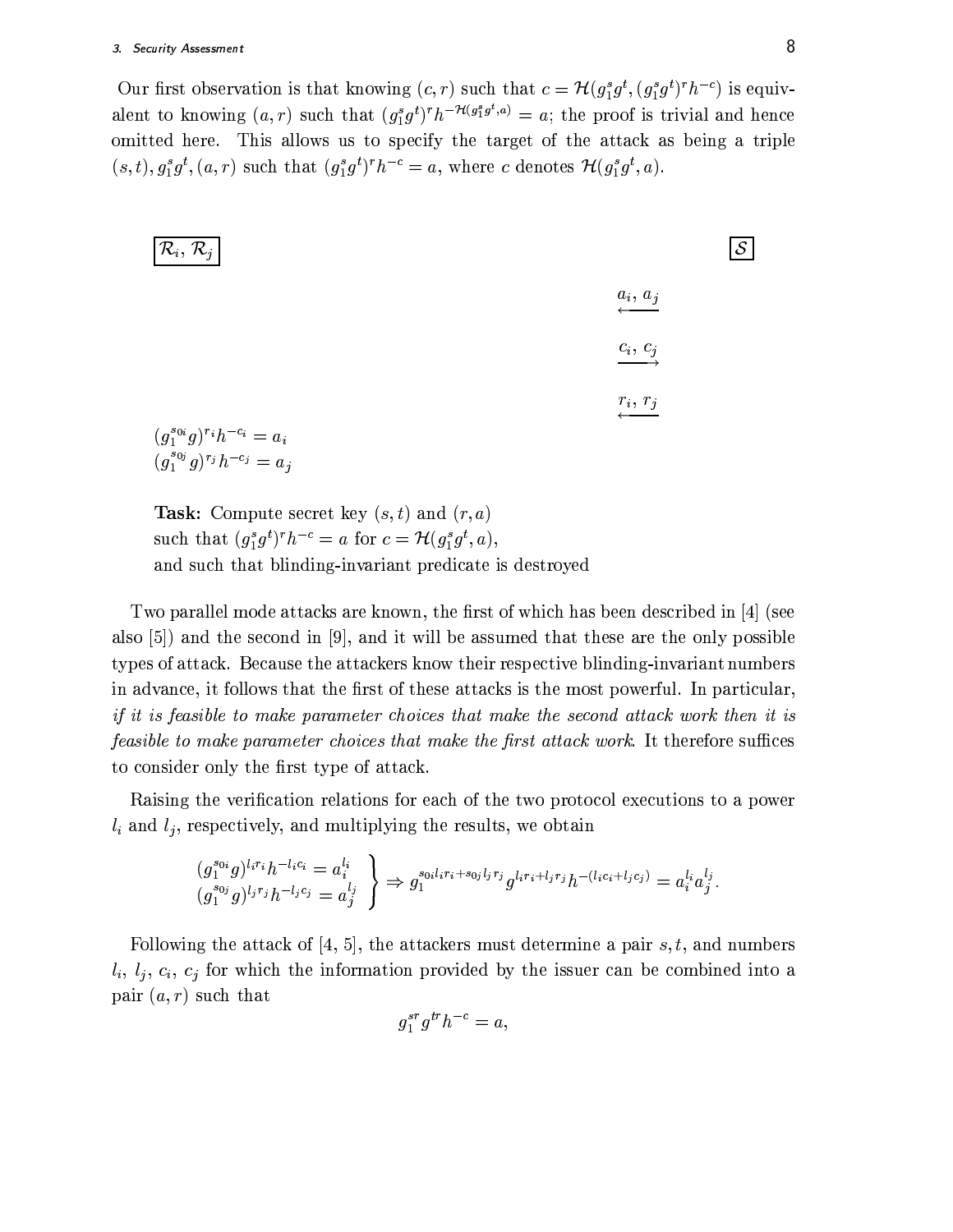Our first observation is that knowing $(c, r)$ such that $c = \mathcal{H}(g_1^s g^t, (g_1^s g^t)^r h^{-c})$ is equivalent to knowing $(a, r)$ such that $(g_1^s g^t)^r h^{-\mathcal{H}(g_1^s g^t, a)} = a$; the proof is trivial and hence omitted here. This allows us to specify the target of the attack as being a triple $(s, t), g_1^s g^t, (a, r)$ such that $(g_1^s g^t)^r h^{-c} = a$, where $c$ denotes $\mathcal{H}(g_1^s g^t, a)$.

| $\mathcal{R}_i, \mathcal{R}_j$ | | $\mathcal{S}$ |
|---|---|---|
| | $\xleftarrow{a_i,\ a_j}$ | |
| | $\xrightarrow{c_i,\ c_j}$ | |
| | $\xleftarrow{r_i,\ r_j}$ | |
| $(g_1^{s_{0i}} g)^{r_i} h^{-c_i} = a_i$ <br> $(g_1^{s_{0j}} g)^{r_j} h^{-c_j} = a_j$ | | |

**Task:** Compute secret key $(s, t)$ and $(r, a)$
such that $(g_1^s g^t)^r h^{-c} = a$ for $c = \mathcal{H}(g_1^s g^t, a)$,
and such that blinding-invariant predicate is destroyed

Two parallel mode attacks are known, the first of which has been described in [4] (see also [5]) and the second in [9], and it will be assumed that these are the only possible types of attack. Because the attackers know their respective blinding-invariant numbers in advance, it follows that the first of these attacks is the most powerful. In particular, *if it is feasible to make parameter choices that make the second attack work then it is feasible to make parameter choices that make the first attack work.* It therefore suffices to consider only the first type of attack.

Raising the verification relations for each of the two protocol executions to a power $l_i$ and $l_j$, respectively, and multiplying the results, we obtain

$$\left.\begin{array}{l} (g_1^{s_{0i}} g)^{l_i r_i} h^{-l_i c_i} = a_i^{l_i} \\ (g_1^{s_{0j}} g)^{l_j r_j} h^{-l_j c_j} = a_j^{l_j} \end{array}\right\} \Rightarrow g_1^{s_{0i} l_i r_i + s_{0j} l_j r_j} g^{l_i r_i + l_j r_j} h^{-(l_i c_i + l_j c_j)} = a_i^{l_i} a_j^{l_j}.$$

Following the attack of [4, 5], the attackers must determine a pair $s, t$, and numbers $l_i$, $l_j$, $c_i$, $c_j$ for which the information provided by the issuer can be combined into a pair $(a, r)$ such that

$$g_1^{sr} g^{tr} h^{-c} = a,$$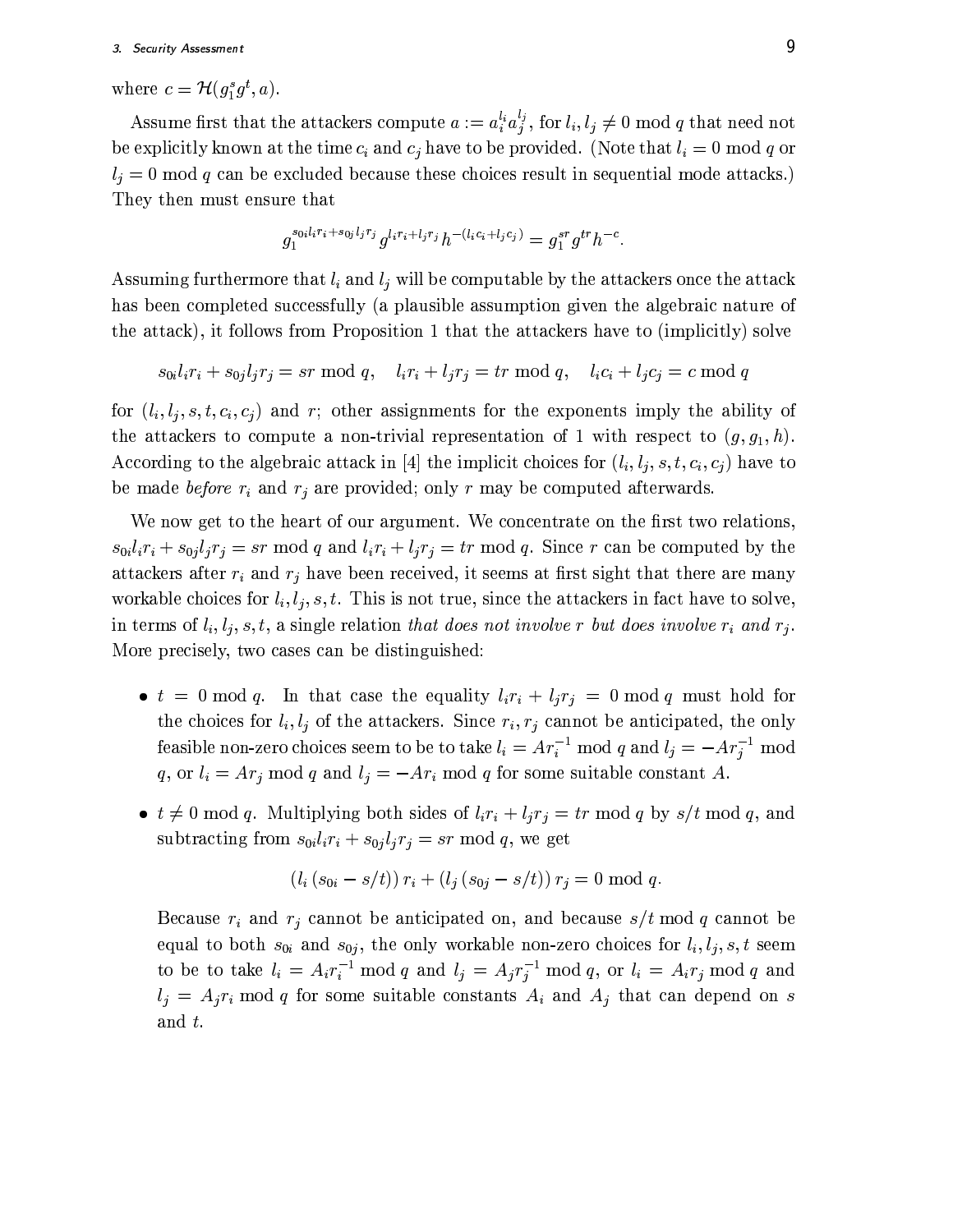where $c = \mathcal{H}(g_1^s g^t, a)$.

Assume first that the attackers compute $a := a_i^{l_i} a_j^{l_j}$, for $l_i, l_j \neq 0 \bmod q$ that need not be explicitly known at the time $c_i$ and $c_j$ have to be provided. (Note that $l_i = 0 \bmod q$ or $l_j = 0 \bmod q$ can be excluded because these choices result in sequential mode attacks.) They then must ensure that

$$g_1^{s_{0i} l_i r_i + s_{0j} l_j r_j} g^{l_i r_i + l_j r_j} h^{-(l_i c_i + l_j c_j)} = g_1^{sr} g^{tr} h^{-c}.$$

Assuming furthermore that $l_i$ and $l_j$ will be computable by the attackers once the attack has been completed successfully (a plausible assumption given the algebraic nature of the attack), it follows from Proposition 1 that the attackers have to (implicitly) solve

$$s_{0i} l_i r_i + s_{0j} l_j r_j = sr \bmod q, \quad l_i r_i + l_j r_j = tr \bmod q, \quad l_i c_i + l_j c_j = c \bmod q$$

for $(l_i, l_j, s, t, c_i, c_j)$ and $r$; other assignments for the exponents imply the ability of the attackers to compute a non-trivial representation of 1 with respect to $(g, g_1, h)$. According to the algebraic attack in [4] the implicit choices for $(l_i, l_j, s, t, c_i, c_j)$ have to be made *before* $r_i$ and $r_j$ are provided; only $r$ may be computed afterwards.

We now get to the heart of our argument. We concentrate on the first two relations, $s_{0i} l_i r_i + s_{0j} l_j r_j = sr \bmod q$ and $l_i r_i + l_j r_j = tr \bmod q$. Since $r$ can be computed by the attackers after $r_i$ and $r_j$ have been received, it seems at first sight that there are many workable choices for $l_i, l_j, s, t$. This is not true, since the attackers in fact have to solve, in terms of $l_i, l_j, s, t$, a single relation *that does not involve $r$ but does involve $r_i$ and $r_j$*. More precisely, two cases can be distinguished:

- $t = 0 \bmod q$. In that case the equality $l_i r_i + l_j r_j = 0 \bmod q$ must hold for the choices for $l_i, l_j$ of the attackers. Since $r_i, r_j$ cannot be anticipated, the only feasible non-zero choices seem to be to take $l_i = A r_i^{-1} \bmod q$ and $l_j = -A r_j^{-1} \bmod q$, or $l_i = A r_j \bmod q$ and $l_j = -A r_i \bmod q$ for some suitable constant $A$.

- $t \neq 0 \bmod q$. Multiplying both sides of $l_i r_i + l_j r_j = tr \bmod q$ by $s/t \bmod q$, and subtracting from $s_{0i} l_i r_i + s_{0j} l_j r_j = sr \bmod q$, we get

$$(l_i (s_{0i} - s/t)) r_i + (l_j (s_{0j} - s/t)) r_j = 0 \bmod q.$$

  Because $r_i$ and $r_j$ cannot be anticipated on, and because $s/t \bmod q$ cannot be equal to both $s_{0i}$ and $s_{0j}$, the only workable non-zero choices for $l_i, l_j, s, t$ seem to be to take $l_i = A_i r_i^{-1} \bmod q$ and $l_j = A_j r_j^{-1} \bmod q$, or $l_i = A_i r_j \bmod q$ and $l_j = A_j r_i \bmod q$ for some suitable constants $A_i$ and $A_j$ that can depend on $s$ and $t$.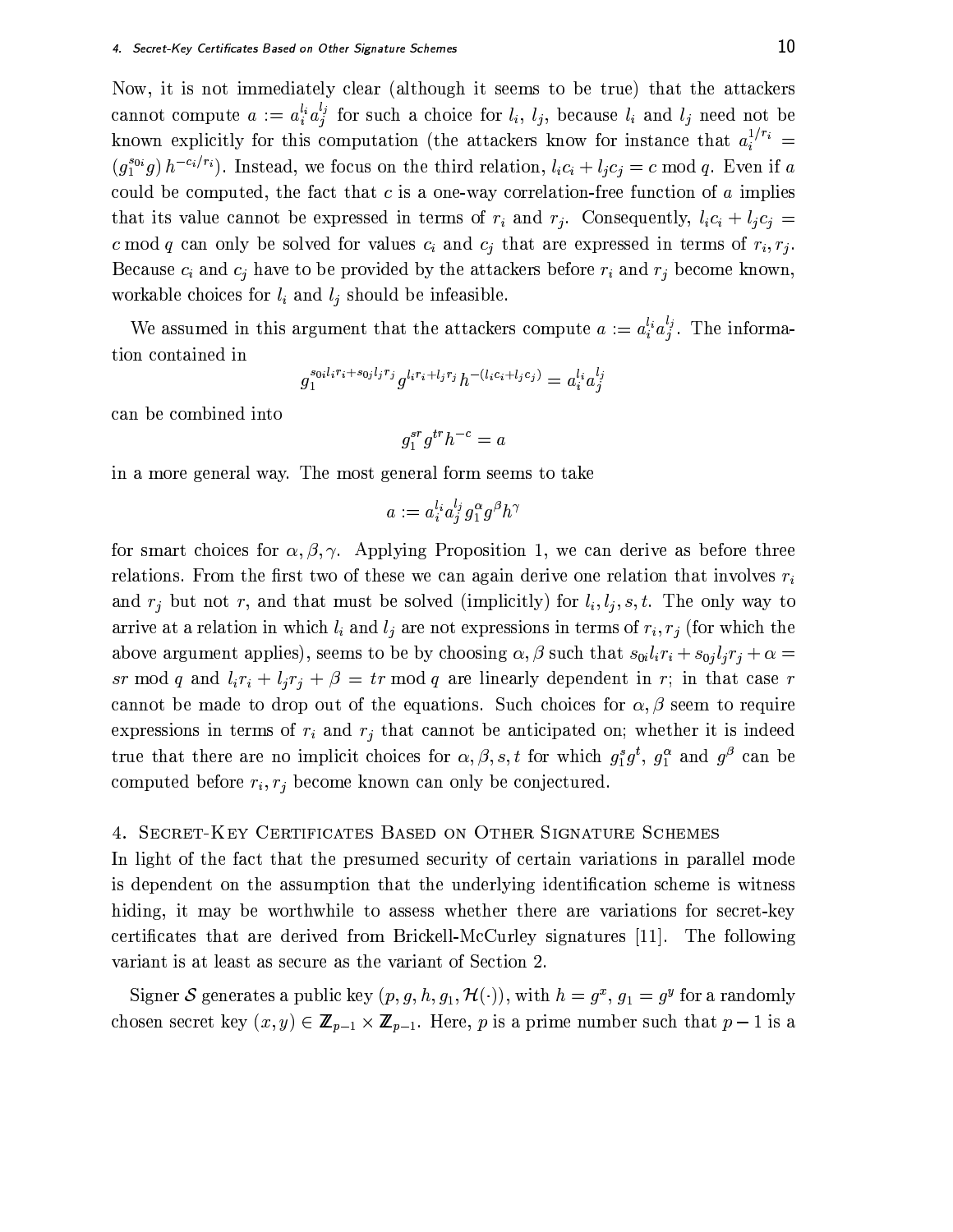Now, it is not immediately clear (although it seems to be true) that the attackers cannot compute $a := a_i^{l_i} a_j^{l_j}$ for such a choice for $l_i$, $l_j$, because $l_i$ and $l_j$ need not be known explicitly for this computation (the attackers know for instance that $a_i^{1/r_i} = (g_1^{s_{0i}} g)\, h^{-c_i/r_i})$. Instead, we focus on the third relation, $l_i c_i + l_j c_j = c \bmod q$. Even if $a$ could be computed, the fact that $c$ is a one-way correlation-free function of $a$ implies that its value cannot be expressed in terms of $r_i$ and $r_j$. Consequently, $l_i c_i + l_j c_j = c \bmod q$ can only be solved for values $c_i$ and $c_j$ that are expressed in terms of $r_i, r_j$. Because $c_i$ and $c_j$ have to be provided by the attackers before $r_i$ and $r_j$ become known, workable choices for $l_i$ and $l_j$ should be infeasible.

We assumed in this argument that the attackers compute $a := a_i^{l_i} a_j^{l_j}$. The information contained in

$$g_1^{s_{0i} l_i r_i + s_{0j} l_j r_j} g^{l_i r_i + l_j r_j} h^{-(l_i c_i + l_j c_j)} = a_i^{l_i} a_j^{l_j}$$

can be combined into

$$g_1^{sr} g^{tr} h^{-c} = a$$

in a more general way. The most general form seems to take

$$a := a_i^{l_i} a_j^{l_j} g_1^{\alpha} g^{\beta} h^{\gamma}$$

for smart choices for $\alpha, \beta, \gamma$. Applying Proposition 1, we can derive as before three relations. From the first two of these we can again derive one relation that involves $r_i$ and $r_j$ but not $r$, and that must be solved (implicitly) for $l_i, l_j, s, t$. The only way to arrive at a relation in which $l_i$ and $l_j$ are not expressions in terms of $r_i, r_j$ (for which the above argument applies), seems to be by choosing $\alpha, \beta$ such that $s_{0i} l_i r_i + s_{0j} l_j r_j + \alpha = sr \bmod q$ and $l_i r_i + l_j r_j + \beta = tr \bmod q$ are linearly dependent in $r$; in that case $r$ cannot be made to drop out of the equations. Such choices for $\alpha, \beta$ seem to require expressions in terms of $r_i$ and $r_j$ that cannot be anticipated on; whether it is indeed true that there are no implicit choices for $\alpha, \beta, s, t$ for which $g_1^s g^t$, $g_1^{\alpha}$ and $g^{\beta}$ can be computed before $r_i, r_j$ become known can only be conjectured.

## 4. Secret-Key Certificates Based on Other Signature Schemes

In light of the fact that the presumed security of certain variations in parallel mode is dependent on the assumption that the underlying identification scheme is witness hiding, it may be worthwhile to assess whether there are variations for secret-key certificates that are derived from Brickell-McCurley signatures [11]. The following variant is at least as secure as the variant of Section 2.

Signer $\mathcal{S}$ generates a public key $(p, g, h, g_1, \mathcal{H}(\cdot))$, with $h = g^x$, $g_1 = g^y$ for a randomly chosen secret key $(x, y) \in \mathbb{Z}_{p-1} \times \mathbb{Z}_{p-1}$. Here, $p$ is a prime number such that $p-1$ is a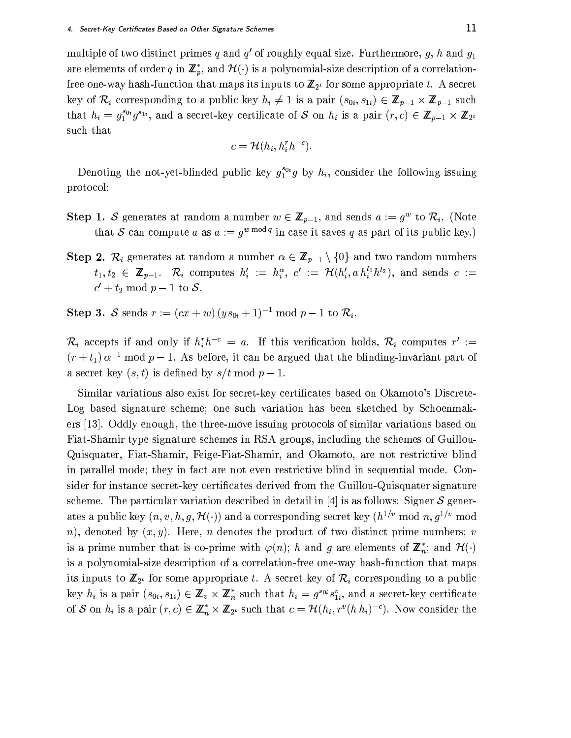multiple of two distinct primes $q$ and $q'$ of roughly equal size. Furthermore, $g$, $h$ and $g_1$ are elements of order $q$ in $\mathbb{Z}_p^*$, and $\mathcal{H}(\cdot)$ is a polynomial-size description of a correlation-free one-way hash-function that maps its inputs to $\mathbb{Z}_{2^t}$ for some appropriate $t$. A secret key of $\mathcal{R}_i$ corresponding to a public key $h_i \neq 1$ is a pair $(s_{0i}, s_{1i}) \in \mathbb{Z}_{p-1} \times \mathbb{Z}_{p-1}$ such that $h_i = g_1^{s_{0i}} g^{s_{1i}}$, and a secret-key certificate of $\mathcal{S}$ on $h_i$ is a pair $(r, c) \in \mathbb{Z}_{p-1} \times \mathbb{Z}_{2^t}$ such that

$$c = \mathcal{H}(h_i, h_i^r h^{-c}).$$

Denoting the not-yet-blinded public key $g_1^{s_{0i}} g$ by $h_i$, consider the following issuing protocol:

**Step 1.** $\mathcal{S}$ generates at random a number $w \in \mathbb{Z}_{p-1}$, and sends $a := g^w$ to $\mathcal{R}_i$. (Note that $\mathcal{S}$ can compute $a$ as $a := g^{w \bmod q}$ in case it saves $q$ as part of its public key.)

**Step 2.** $\mathcal{R}_i$ generates at random a number $\alpha \in \mathbb{Z}_{p-1} \setminus \{0\}$ and two random numbers $t_1, t_2 \in \mathbb{Z}_{p-1}$. $\mathcal{R}_i$ computes $h_i' := h_i^\alpha$, $c' := \mathcal{H}(h_i', a\, h_i^{t_1} h^{t_2})$, and sends $c := c' + t_2 \bmod p-1$ to $\mathcal{S}$.

**Step 3.** $\mathcal{S}$ sends $r := (cx + w)\,(y s_{0i} + 1)^{-1} \bmod p-1$ to $\mathcal{R}_i$.

$\mathcal{R}_i$ accepts if and only if $h_i^r h^{-c} = a$. If this verification holds, $\mathcal{R}_i$ computes $r' := (r + t_1)\,\alpha^{-1} \bmod p-1$. As before, it can be argued that the blinding-invariant part of a secret key $(s, t)$ is defined by $s/t \bmod p-1$.

Similar variations also exist for secret-key certificates based on Okamoto's Discrete-Log based signature scheme; one such variation has been sketched by Schoenmakers [13]. Oddly enough, the three-move issuing protocols of similar variations based on Fiat-Shamir type signature schemes in RSA groups, including the schemes of Guillou-Quisquater, Fiat-Shamir, Feige-Fiat-Shamir, and Okamoto, are not restrictive blind in parallel mode; they in fact are not even restrictive blind in sequential mode. Consider for instance secret-key certificates derived from the Guillou-Quisquater signature scheme. The particular variation described in detail in [4] is as follows: Signer $\mathcal{S}$ generates a public key $(n, v, h, g, \mathcal{H}(\cdot))$ and a corresponding secret key $(h^{1/v} \bmod n, g^{1/v} \bmod n)$, denoted by $(x, y)$. Here, $n$ denotes the product of two distinct prime numbers; $v$ is a prime number that is co-prime with $\varphi(n)$; $h$ and $g$ are elements of $\mathbb{Z}_n^*$; and $\mathcal{H}(\cdot)$ is a polynomial-size description of a correlation-free one-way hash-function that maps its inputs to $\mathbb{Z}_{2^t}$ for some appropriate $t$. A secret key of $\mathcal{R}_i$ corresponding to a public key $h_i$ is a pair $(s_{0i}, s_{1i}) \in \mathbb{Z}_v \times \mathbb{Z}_n^*$ such that $h_i = g^{s_{0i}} s_{1i}^v$, and a secret-key certificate of $\mathcal{S}$ on $h_i$ is a pair $(r, c) \in \mathbb{Z}_n^* \times \mathbb{Z}_{2^t}$ such that $c = \mathcal{H}(h_i, r^v (h\, h_i)^{-c})$. Now consider the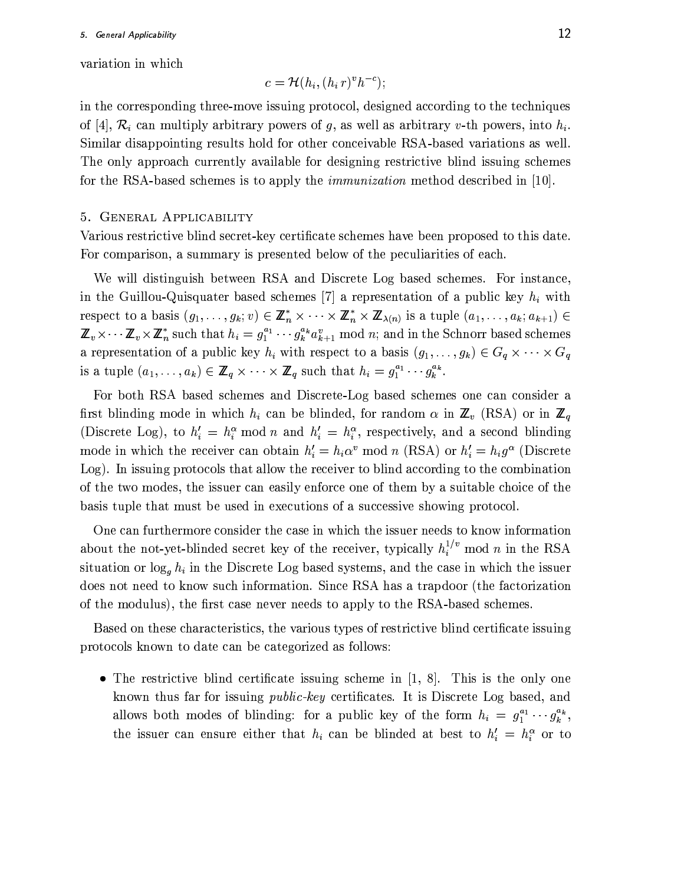variation in which

$$c = \mathcal{H}(h_i, (h_i\, r)^v h^{-c});$$

in the corresponding three-move issuing protocol, designed according to the techniques of [4], $\mathcal{R}_i$ can multiply arbitrary powers of $g$, as well as arbitrary $v$-th powers, into $h_i$. Similar disappointing results hold for other conceivable RSA-based variations as well. The only approach currently available for designing restrictive blind issuing schemes for the RSA-based schemes is to apply the *immunization* method described in [10].

## 5. General Applicability

Various restrictive blind secret-key certificate schemes have been proposed to this date. For comparison, a summary is presented below of the peculiarities of each.

We will distinguish between RSA and Discrete Log based schemes. For instance, in the Guillou-Quisquater based schemes [7] a representation of a public key $h_i$ with respect to a basis $(g_1, \ldots, g_k; v) \in \mathbb{Z}_n^* \times \cdots \times \mathbb{Z}_n^* \times \mathbb{Z}_{\lambda(n)}$ is a tuple $(a_1, \ldots, a_k; a_{k+1}) \in \mathbb{Z}_v \times \cdots \mathbb{Z}_v \times \mathbb{Z}_n^*$ such that $h_i = g_1^{a_1} \cdots g_k^{a_k} a_{k+1}^v \bmod n$; and in the Schnorr based schemes a representation of a public key $h_i$ with respect to a basis $(g_1, \ldots, g_k) \in G_q \times \cdots \times G_q$ is a tuple $(a_1, \ldots, a_k) \in \mathbb{Z}_q \times \cdots \times \mathbb{Z}_q$ such that $h_i = g_1^{a_1} \cdots g_k^{a_k}$.

For both RSA based schemes and Discrete-Log based schemes one can consider a first blinding mode in which $h_i$ can be blinded, for random $\alpha$ in $\mathbb{Z}_v$ (RSA) or in $\mathbb{Z}_q$ (Discrete Log), to $h_i' = h_i^\alpha \bmod n$ and $h_i' = h_i^\alpha$, respectively, and a second blinding mode in which the receiver can obtain $h_i' = h_i \alpha^v \bmod n$ (RSA) or $h_i' = h_i g^\alpha$ (Discrete Log). In issuing protocols that allow the receiver to blind according to the combination of the two modes, the issuer can easily enforce one of them by a suitable choice of the basis tuple that must be used in executions of a successive showing protocol.

One can furthermore consider the case in which the issuer needs to know information about the not-yet-blinded secret key of the receiver, typically $h_i^{1/v} \bmod n$ in the RSA situation or $\log_g h_i$ in the Discrete Log based systems, and the case in which the issuer does not need to know such information. Since RSA has a trapdoor (the factorization of the modulus), the first case never needs to apply to the RSA-based schemes.

Based on these characteristics, the various types of restrictive blind certificate issuing protocols known to date can be categorized as follows:

- The restrictive blind certificate issuing scheme in [1, 8]. This is the only one known thus far for issuing *public-key* certificates. It is Discrete Log based, and allows both modes of blinding: for a public key of the form $h_i = g_1^{a_1} \cdots g_k^{a_k}$, the issuer can ensure either that $h_i$ can be blinded at best to $h_i' = h_i^\alpha$ or to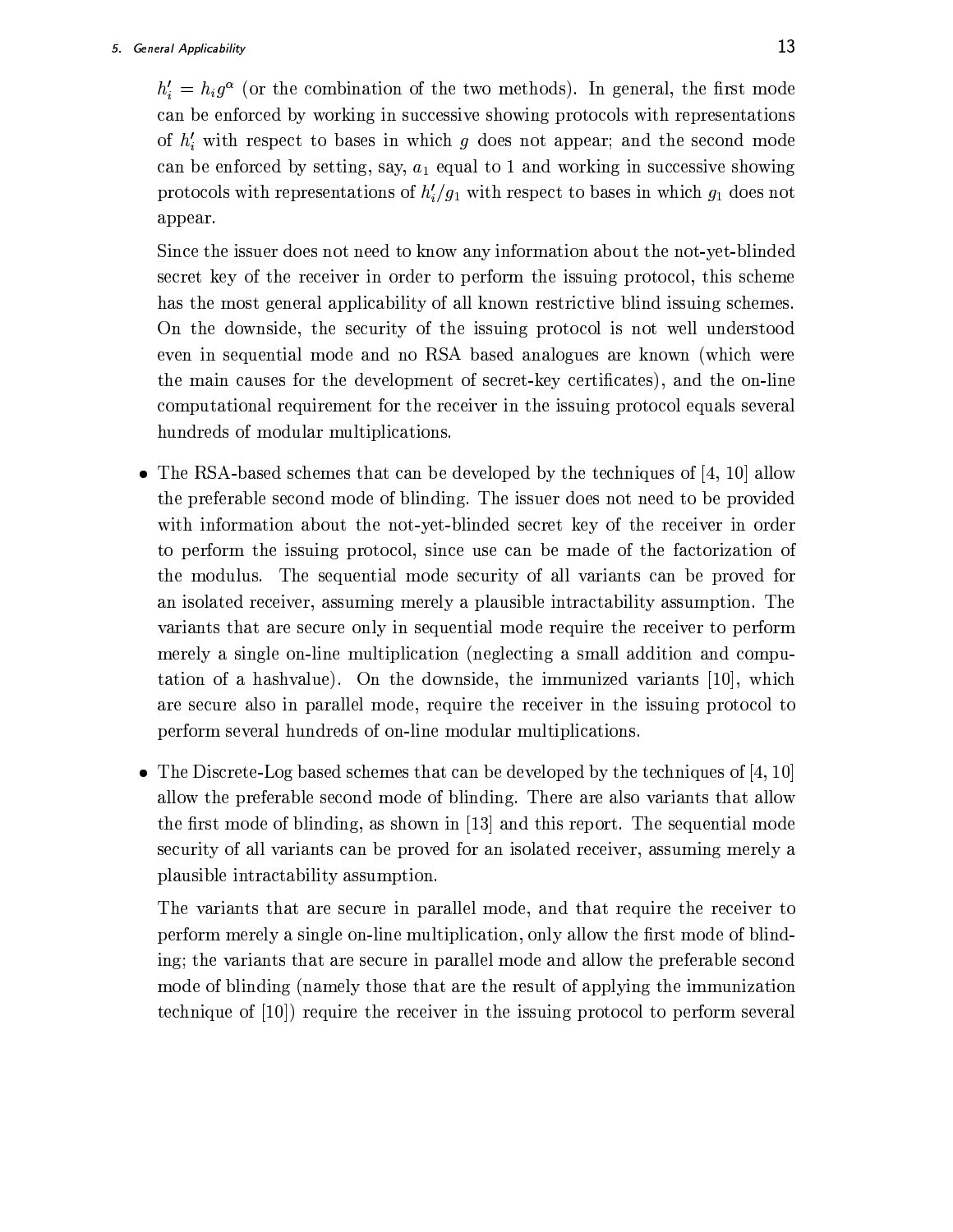$h'_i = h_i g^\alpha$ (or the combination of the two methods). In general, the first mode can be enforced by working in successive showing protocols with representations of $h'_i$ with respect to bases in which $g$ does not appear; and the second mode can be enforced by setting, say, $a_1$ equal to 1 and working in successive showing protocols with representations of $h'_i/g_1$ with respect to bases in which $g_1$ does not appear.

Since the issuer does not need to know any information about the not-yet-blinded secret key of the receiver in order to perform the issuing protocol, this scheme has the most general applicability of all known restrictive blind issuing schemes. On the downside, the security of the issuing protocol is not well understood even in sequential mode and no RSA based analogues are known (which were the main causes for the development of secret-key certificates), and the on-line computational requirement for the receiver in the issuing protocol equals several hundreds of modular multiplications.

- The RSA-based schemes that can be developed by the techniques of [4, 10] allow the preferable second mode of blinding. The issuer does not need to be provided with information about the not-yet-blinded secret key of the receiver in order to perform the issuing protocol, since use can be made of the factorization of the modulus. The sequential mode security of all variants can be proved for an isolated receiver, assuming merely a plausible intractability assumption. The variants that are secure only in sequential mode require the receiver to perform merely a single on-line multiplication (neglecting a small addition and computation of a hashvalue). On the downside, the immunized variants [10], which are secure also in parallel mode, require the receiver in the issuing protocol to perform several hundreds of on-line modular multiplications.

- The Discrete-Log based schemes that can be developed by the techniques of [4, 10] allow the preferable second mode of blinding. There are also variants that allow the first mode of blinding, as shown in [13] and this report. The sequential mode security of all variants can be proved for an isolated receiver, assuming merely a plausible intractability assumption.

  The variants that are secure in parallel mode, and that require the receiver to perform merely a single on-line multiplication, only allow the first mode of blinding; the variants that are secure in parallel mode and allow the preferable second mode of blinding (namely those that are the result of applying the immunization technique of [10]) require the receiver in the issuing protocol to perform several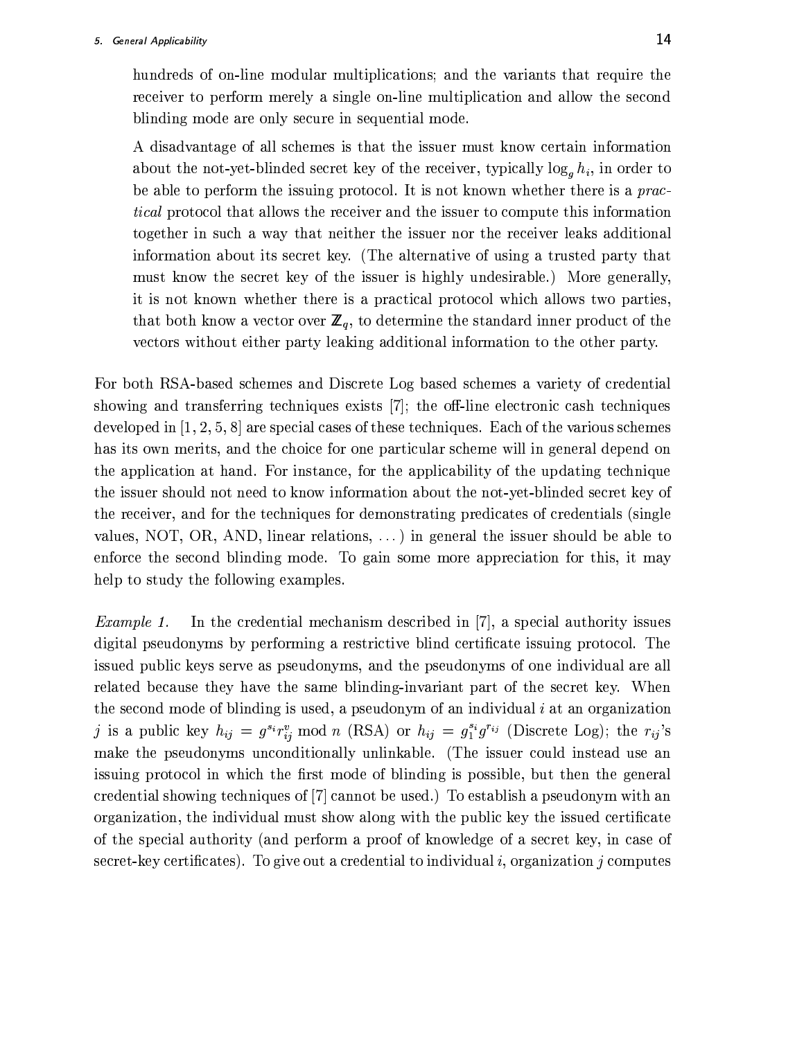hundreds of on-line modular multiplications; and the variants that require the receiver to perform merely a single on-line multiplication and allow the second blinding mode are only secure in sequential mode.

A disadvantage of all schemes is that the issuer must know certain information about the not-yet-blinded secret key of the receiver, typically $\log_g h_i$, in order to be able to perform the issuing protocol. It is not known whether there is a *practical* protocol that allows the receiver and the issuer to compute this information together in such a way that neither the issuer nor the receiver leaks additional information about its secret key. (The alternative of using a trusted party that must know the secret key of the issuer is highly undesirable.) More generally, it is not known whether there is a practical protocol which allows two parties, that both know a vector over $\mathbb{Z}_q$, to determine the standard inner product of the vectors without either party leaking additional information to the other party.

For both RSA-based schemes and Discrete Log based schemes a variety of credential showing and transferring techniques exists [7]; the off-line electronic cash techniques developed in [1, 2, 5, 8] are special cases of these techniques. Each of the various schemes has its own merits, and the choice for one particular scheme will in general depend on the application at hand. For instance, for the applicability of the updating technique the issuer should not need to know information about the not-yet-blinded secret key of the receiver, and for the techniques for demonstrating predicates of credentials (single values, NOT, OR, AND, linear relations, ...) in general the issuer should be able to enforce the second blinding mode. To gain some more appreciation for this, it may help to study the following examples.

*Example 1.* In the credential mechanism described in [7], a special authority issues digital pseudonyms by performing a restrictive blind certificate issuing protocol. The issued public keys serve as pseudonyms, and the pseudonyms of one individual are all related because they have the same blinding-invariant part of the secret key. When the second mode of blinding is used, a pseudonym of an individual $i$ at an organization $j$ is a public key $h_{ij} = g^{s_i} r_{ij}^v \bmod n$ (RSA) or $h_{ij} = g_1^{s_i} g^{r_{ij}}$ (Discrete Log); the $r_{ij}$'s make the pseudonyms unconditionally unlinkable. (The issuer could instead use an issuing protocol in which the first mode of blinding is possible, but then the general credential showing techniques of [7] cannot be used.) To establish a pseudonym with an organization, the individual must show along with the public key the issued certificate of the special authority (and perform a proof of knowledge of a secret key, in case of secret-key certificates). To give out a credential to individual $i$, organization $j$ computes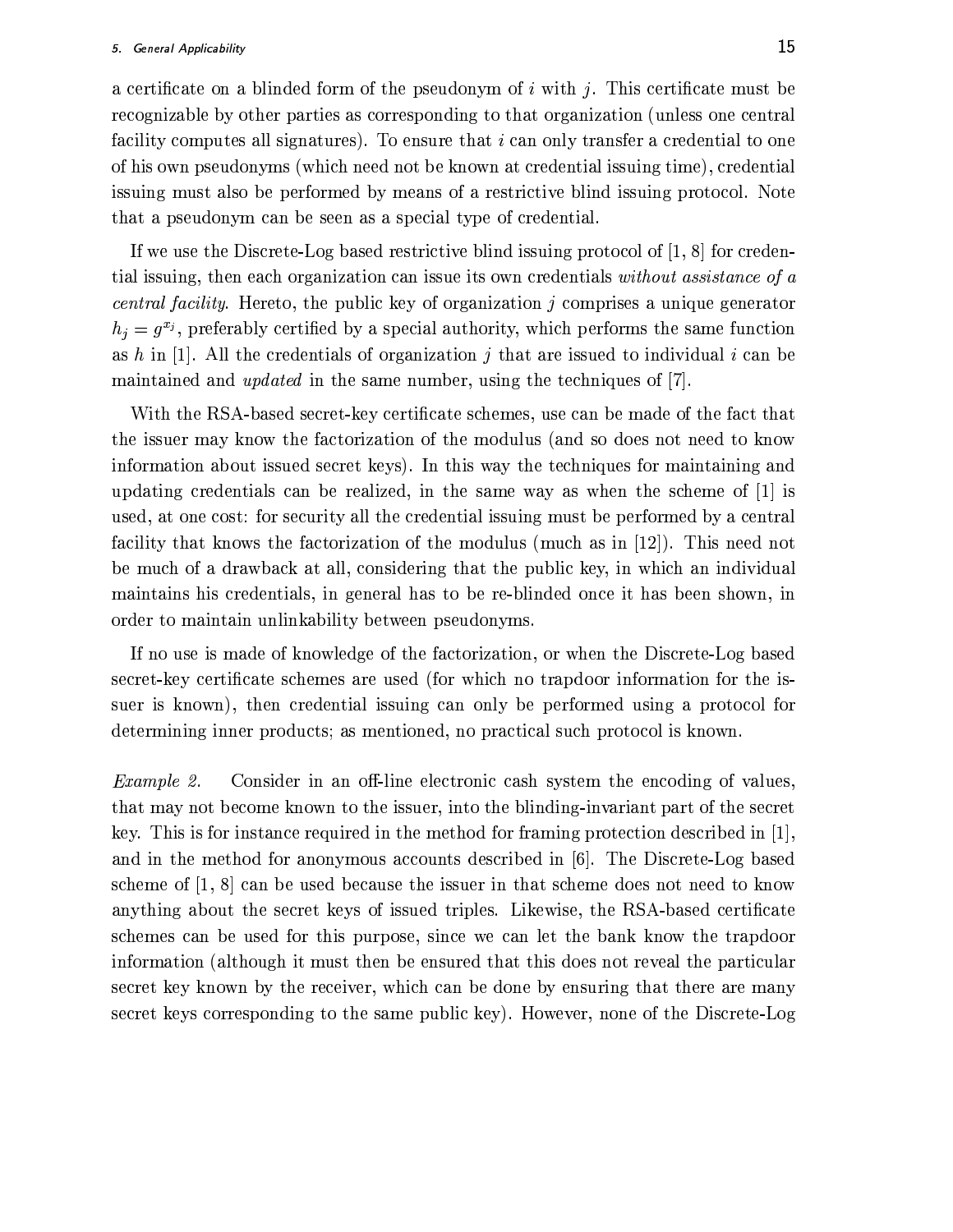a certificate on a blinded form of the pseudonym of $i$ with $j$. This certificate must be recognizable by other parties as corresponding to that organization (unless one central facility computes all signatures). To ensure that $i$ can only transfer a credential to one of his own pseudonyms (which need not be known at credential issuing time), credential issuing must also be performed by means of a restrictive blind issuing protocol. Note that a pseudonym can be seen as a special type of credential.

If we use the Discrete-Log based restrictive blind issuing protocol of [1, 8] for credential issuing, then each organization can issue its own credentials *without assistance of a central facility*. Hereto, the public key of organization $j$ comprises a unique generator $h_j = g^{x_j}$, preferably certified by a special authority, which performs the same function as $h$ in [1]. All the credentials of organization $j$ that are issued to individual $i$ can be maintained and *updated* in the same number, using the techniques of [7].

With the RSA-based secret-key certificate schemes, use can be made of the fact that the issuer may know the factorization of the modulus (and so does not need to know information about issued secret keys). In this way the techniques for maintaining and updating credentials can be realized, in the same way as when the scheme of [1] is used, at one cost: for security all the credential issuing must be performed by a central facility that knows the factorization of the modulus (much as in [12]). This need not be much of a drawback at all, considering that the public key, in which an individual maintains his credentials, in general has to be re-blinded once it has been shown, in order to maintain unlinkability between pseudonyms.

If no use is made of knowledge of the factorization, or when the Discrete-Log based secret-key certificate schemes are used (for which no trapdoor information for the issuer is known), then credential issuing can only be performed using a protocol for determining inner products; as mentioned, no practical such protocol is known.

*Example 2.* Consider in an off-line electronic cash system the encoding of values, that may not become known to the issuer, into the blinding-invariant part of the secret key. This is for instance required in the method for framing protection described in [1], and in the method for anonymous accounts described in [6]. The Discrete-Log based scheme of [1, 8] can be used because the issuer in that scheme does not need to know anything about the secret keys of issued triples. Likewise, the RSA-based certificate schemes can be used for this purpose, since we can let the bank know the trapdoor information (although it must then be ensured that this does not reveal the particular secret key known by the receiver, which can be done by ensuring that there are many secret keys corresponding to the same public key). However, none of the Discrete-Log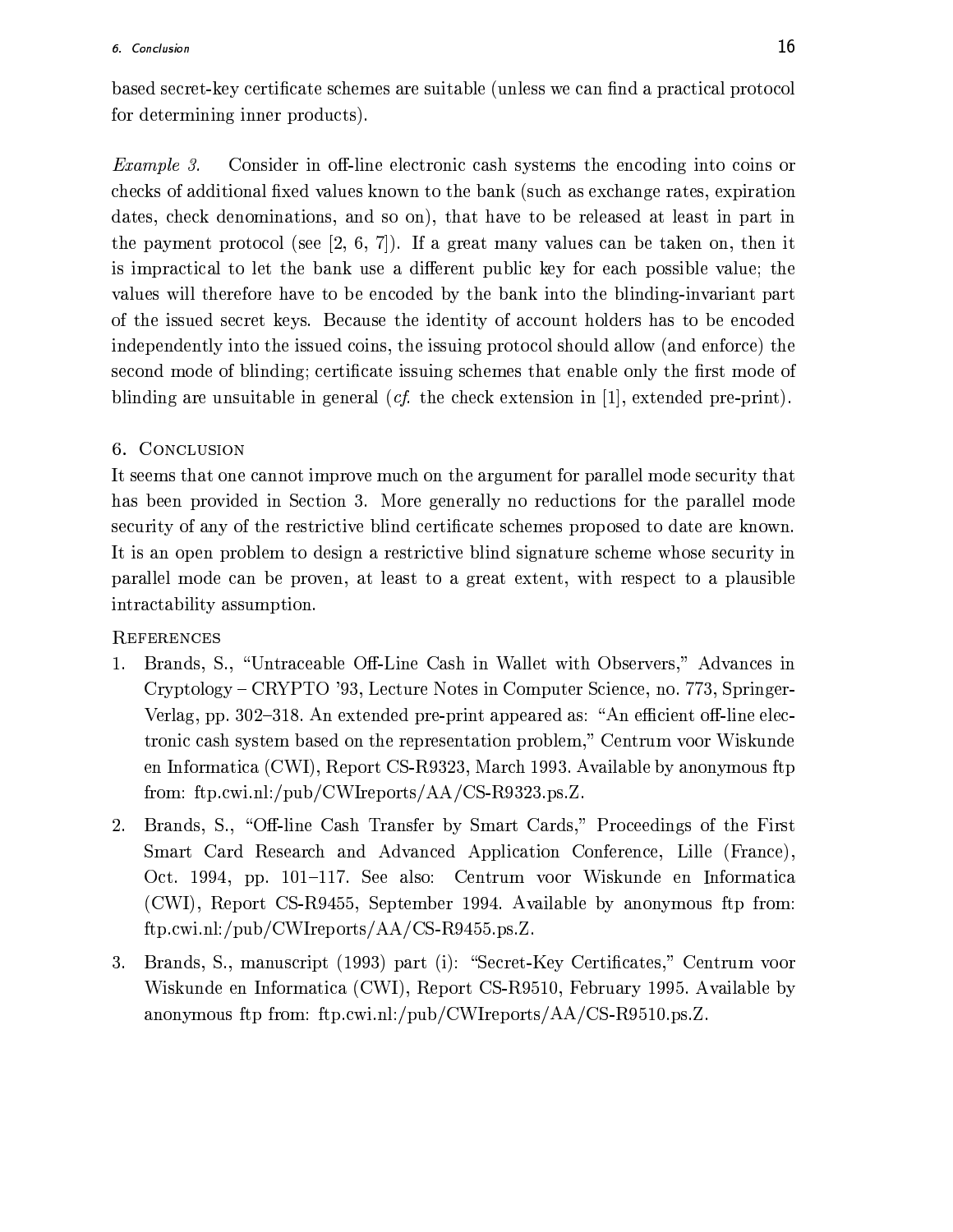based secret-key certificate schemes are suitable (unless we can find a practical protocol for determining inner products).

*Example 3.* Consider in off-line electronic cash systems the encoding into coins or checks of additional fixed values known to the bank (such as exchange rates, expiration dates, check denominations, and so on), that have to be released at least in part in the payment protocol (see [2, 6, 7]). If a great many values can be taken on, then it is impractical to let the bank use a different public key for each possible value; the values will therefore have to be encoded by the bank into the blinding-invariant part of the issued secret keys. Because the identity of account holders has to be encoded independently into the issued coins, the issuing protocol should allow (and enforce) the second mode of blinding; certificate issuing schemes that enable only the first mode of blinding are unsuitable in general (*cf.* the check extension in [1], extended pre-print).

## 6. Conclusion

It seems that one cannot improve much on the argument for parallel mode security that has been provided in Section 3. More generally no reductions for the parallel mode security of any of the restrictive blind certificate schemes proposed to date are known. It is an open problem to design a restrictive blind signature scheme whose security in parallel mode can be proven, at least to a great extent, with respect to a plausible intractability assumption.

## References

1. Brands, S., "Untraceable Off-Line Cash in Wallet with Observers," Advances in Cryptology – CRYPTO '93, Lecture Notes in Computer Science, no. 773, Springer-Verlag, pp. 302–318. An extended pre-print appeared as: "An efficient off-line electronic cash system based on the representation problem," Centrum voor Wiskunde en Informatica (CWI), Report CS-R9323, March 1993. Available by anonymous ftp from: ftp.cwi.nl:/pub/CWIreports/AA/CS-R9323.ps.Z.
2. Brands, S., "Off-line Cash Transfer by Smart Cards," Proceedings of the First Smart Card Research and Advanced Application Conference, Lille (France), Oct. 1994, pp. 101–117. See also: Centrum voor Wiskunde en Informatica (CWI), Report CS-R9455, September 1994. Available by anonymous ftp from: ftp.cwi.nl:/pub/CWIreports/AA/CS-R9455.ps.Z.
3. Brands, S., manuscript (1993) part (i): "Secret-Key Certificates," Centrum voor Wiskunde en Informatica (CWI), Report CS-R9510, February 1995. Available by anonymous ftp from: ftp.cwi.nl:/pub/CWIreports/AA/CS-R9510.ps.Z.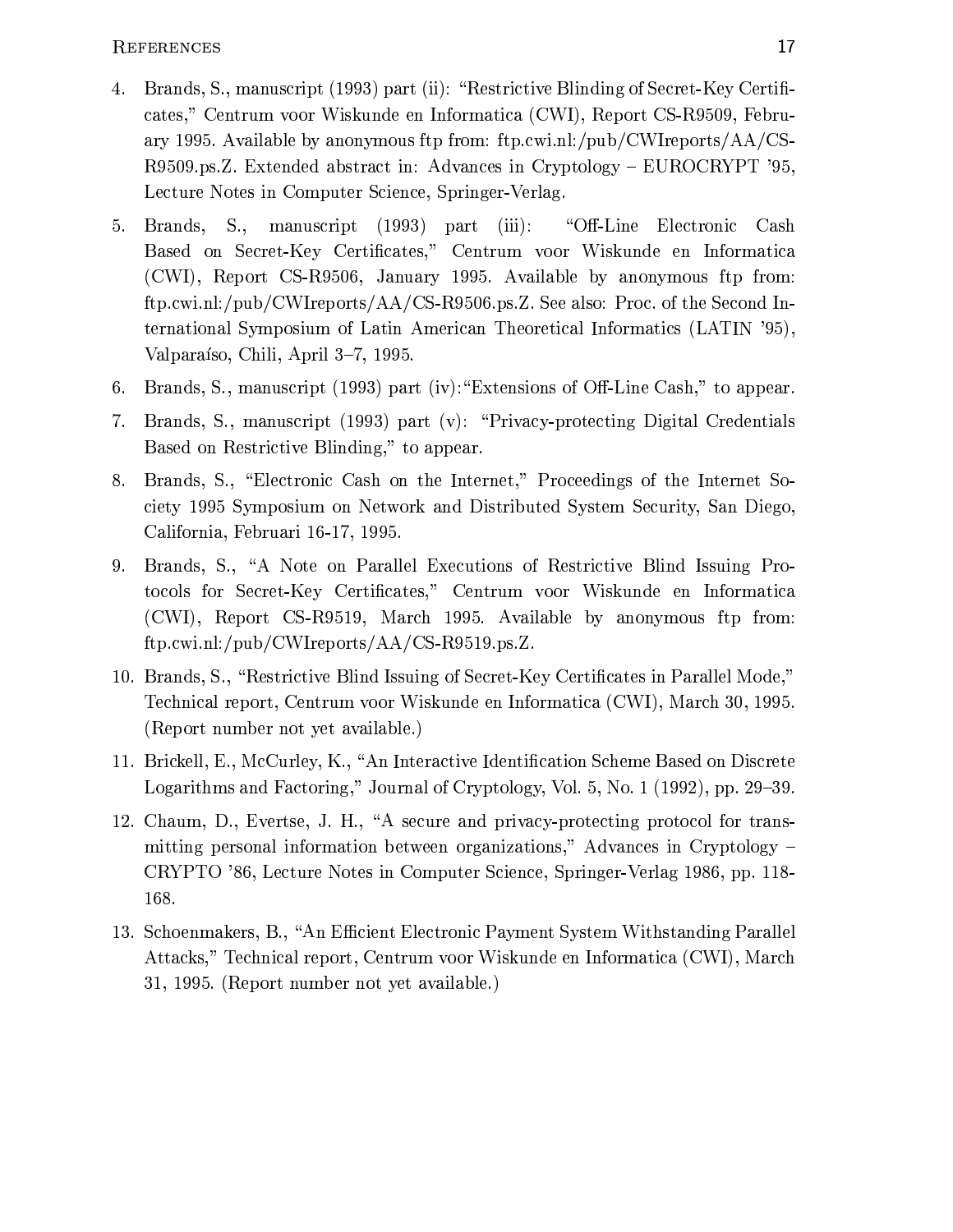4. Brands, S., manuscript (1993) part (ii): "Restrictive Blinding of Secret-Key Certificates," Centrum voor Wiskunde en Informatica (CWI), Report CS-R9509, February 1995. Available by anonymous ftp from: ftp.cwi.nl:/pub/CWIreports/AA/CS-R9509.ps.Z. Extended abstract in: Advances in Cryptology – EUROCRYPT '95, Lecture Notes in Computer Science, Springer-Verlag.
5. Brands, S., manuscript (1993) part (iii): "Off-Line Electronic Cash Based on Secret-Key Certificates," Centrum voor Wiskunde en Informatica (CWI), Report CS-R9506, January 1995. Available by anonymous ftp from: ftp.cwi.nl:/pub/CWIreports/AA/CS-R9506.ps.Z. See also: Proc. of the Second International Symposium of Latin American Theoretical Informatics (LATIN '95), Valparaíso, Chili, April 3–7, 1995.
6. Brands, S., manuscript (1993) part (iv):"Extensions of Off-Line Cash," to appear.
7. Brands, S., manuscript (1993) part (v): "Privacy-protecting Digital Credentials Based on Restrictive Blinding," to appear.
8. Brands, S., "Electronic Cash on the Internet," Proceedings of the Internet Society 1995 Symposium on Network and Distributed System Security, San Diego, California, Februari 16-17, 1995.
9. Brands, S., "A Note on Parallel Executions of Restrictive Blind Issuing Protocols for Secret-Key Certificates," Centrum voor Wiskunde en Informatica (CWI), Report CS-R9519, March 1995. Available by anonymous ftp from: ftp.cwi.nl:/pub/CWIreports/AA/CS-R9519.ps.Z.
10. Brands, S., "Restrictive Blind Issuing of Secret-Key Certificates in Parallel Mode," Technical report, Centrum voor Wiskunde en Informatica (CWI), March 30, 1995. (Report number not yet available.)
11. Brickell, E., McCurley, K., "An Interactive Identification Scheme Based on Discrete Logarithms and Factoring," Journal of Cryptology, Vol. 5, No. 1 (1992), pp. 29–39.
12. Chaum, D., Evertse, J. H., "A secure and privacy-protecting protocol for transmitting personal information between organizations," Advances in Cryptology – CRYPTO '86, Lecture Notes in Computer Science, Springer-Verlag 1986, pp. 118-168.
13. Schoenmakers, B., "An Efficient Electronic Payment System Withstanding Parallel Attacks," Technical report, Centrum voor Wiskunde en Informatica (CWI), March 31, 1995. (Report number not yet available.)